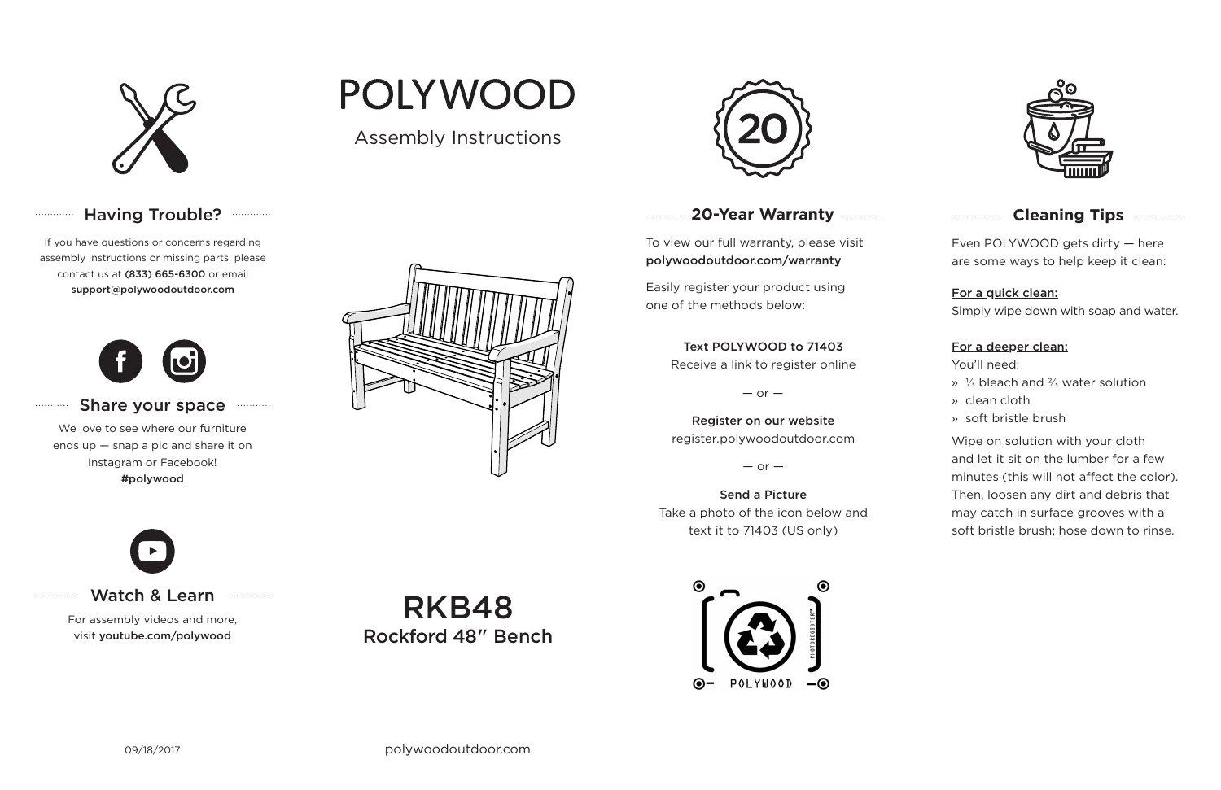# POLYWOOD

Assembly Instructions

## RKB48
Rockford 48″ Bench

### Having Trouble?

If you have questions or concerns regarding assembly instructions or missing parts, please contact us at **(833) 665-6300** or email **support@polywoodoutdoor.com**

### Share your space

We love to see where our furniture ends up — snap a pic and share it on Instagram or Facebook!
**#polywood**

### Watch & Learn

For assembly videos and more, visit **youtube.com/polywood**

### 20-Year Warranty

To view our full warranty, please visit **polywoodoutdoor.com/warranty**

Easily register your product using one of the methods below:

**Text POLYWOOD to 71403**
Receive a link to register online

— or —

**Register on our website**
register.polywoodoutdoor.com

— or —

**Send a Picture**
Take a photo of the icon below and text it to 71403 (US only)

POLYWOOD PHOTOREGISTER™

### Cleaning Tips

Even POLYWOOD gets dirty — here are some ways to help keep it clean:

**For a quick clean:**
Simply wipe down with soap and water.

**For a deeper clean:**
You'll need:

- ⅓ bleach and ⅔ water solution
- clean cloth
- soft bristle brush

Wipe on solution with your cloth and let it sit on the lumber for a few minutes (this will not affect the color). Then, loosen any dirt and debris that may catch in surface grooves with a soft bristle brush; hose down to rinse.

09/18/2017

polywoodoutdoor.com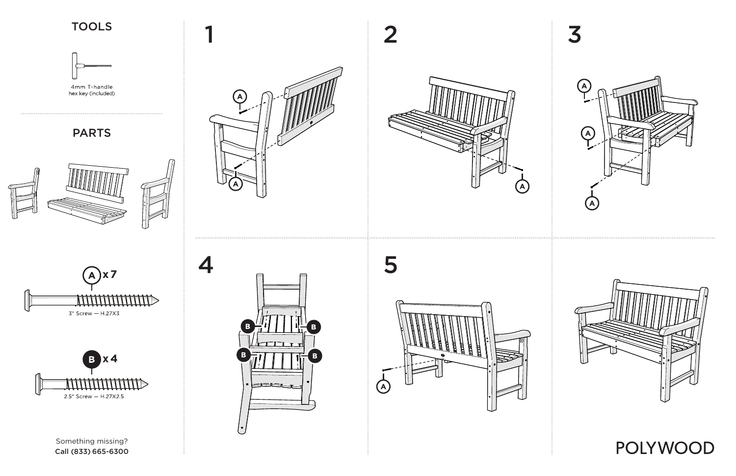## TOOLS

4mm T-handle hex key (included)

## PARTS

A x 7

3" Screw — H.27X3

B x 4

2.5" Screw — H.27X2.5

Something missing?
**Call (833) 665-6300**

1

A

A

2

A

3

A

A

A

4

B

B

B

B

5

A

POLYWOOD